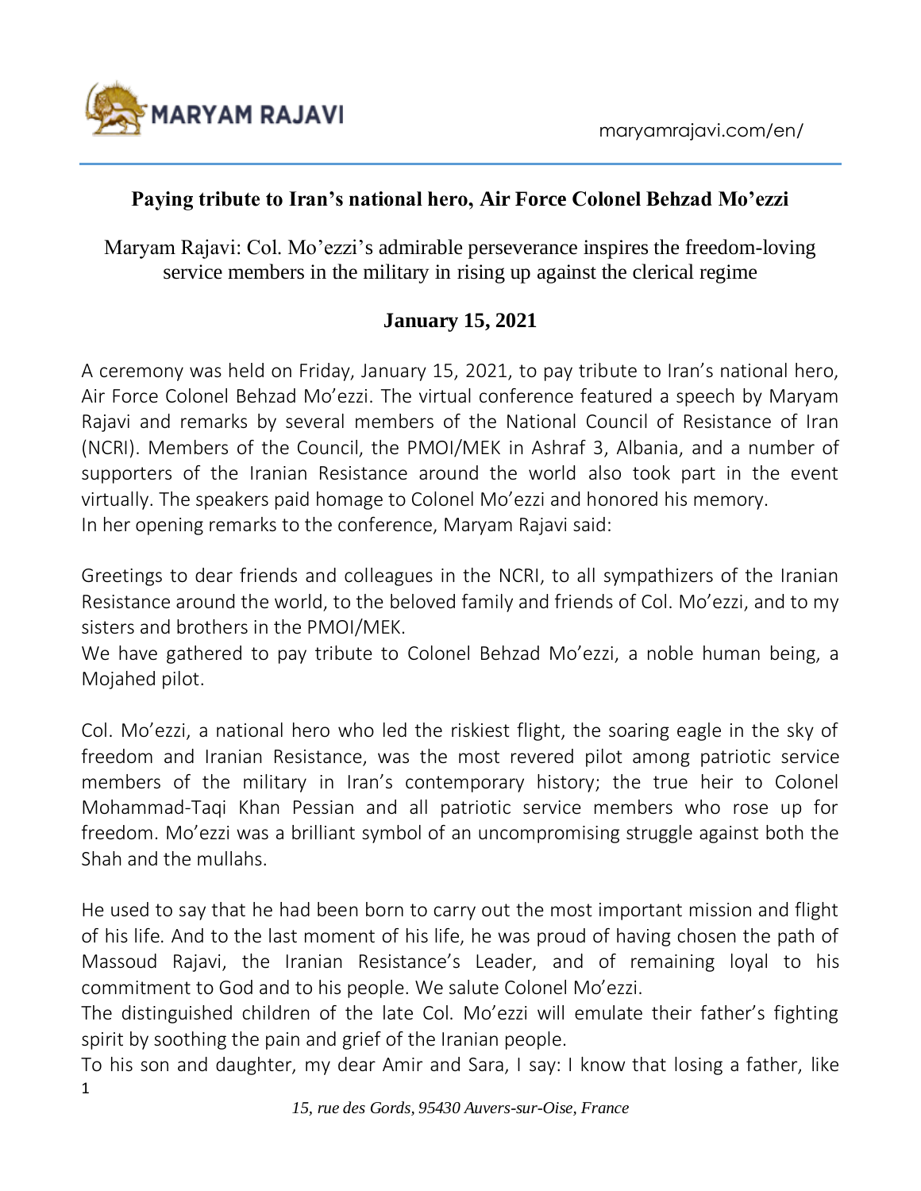# Paying tribute to Iran's national hero, Air Force Colonel Behzad Mo'ezzi

Maryam Rajavi: Col. Mo'ezzi's admirable perseverance inspires the freedom-loving service members in the military in rising up against the clerical regime

**January 15, 2021**

A ceremony was held on Friday, January 15, 2021, to pay tribute to Iran's national hero, Air Force Colonel Behzad Mo'ezzi. The virtual conference featured a speech by Maryam Rajavi and remarks by several members of the National Council of Resistance of Iran (NCRI). Members of the Council, the PMOI/MEK in Ashraf 3, Albania, and a number of supporters of the Iranian Resistance around the world also took part in the event virtually. The speakers paid homage to Colonel Mo'ezzi and honored his memory.
In her opening remarks to the conference, Maryam Rajavi said:

Greetings to dear friends and colleagues in the NCRI, to all sympathizers of the Iranian Resistance around the world, to the beloved family and friends of Col. Mo'ezzi, and to my sisters and brothers in the PMOI/MEK.
We have gathered to pay tribute to Colonel Behzad Mo'ezzi, a noble human being, a Mojahed pilot.

Col. Mo'ezzi, a national hero who led the riskiest flight, the soaring eagle in the sky of freedom and Iranian Resistance, was the most revered pilot among patriotic service members of the military in Iran's contemporary history; the true heir to Colonel Mohammad-Taqi Khan Pessian and all patriotic service members who rose up for freedom. Mo'ezzi was a brilliant symbol of an uncompromising struggle against both the Shah and the mullahs.

He used to say that he had been born to carry out the most important mission and flight of his life. And to the last moment of his life, he was proud of having chosen the path of Massoud Rajavi, the Iranian Resistance's Leader, and of remaining loyal to his commitment to God and to his people. We salute Colonel Mo'ezzi.
The distinguished children of the late Col. Mo'ezzi will emulate their father's fighting spirit by soothing the pain and grief of the Iranian people.
To his son and daughter, my dear Amir and Sara, I say: I know that losing a father, like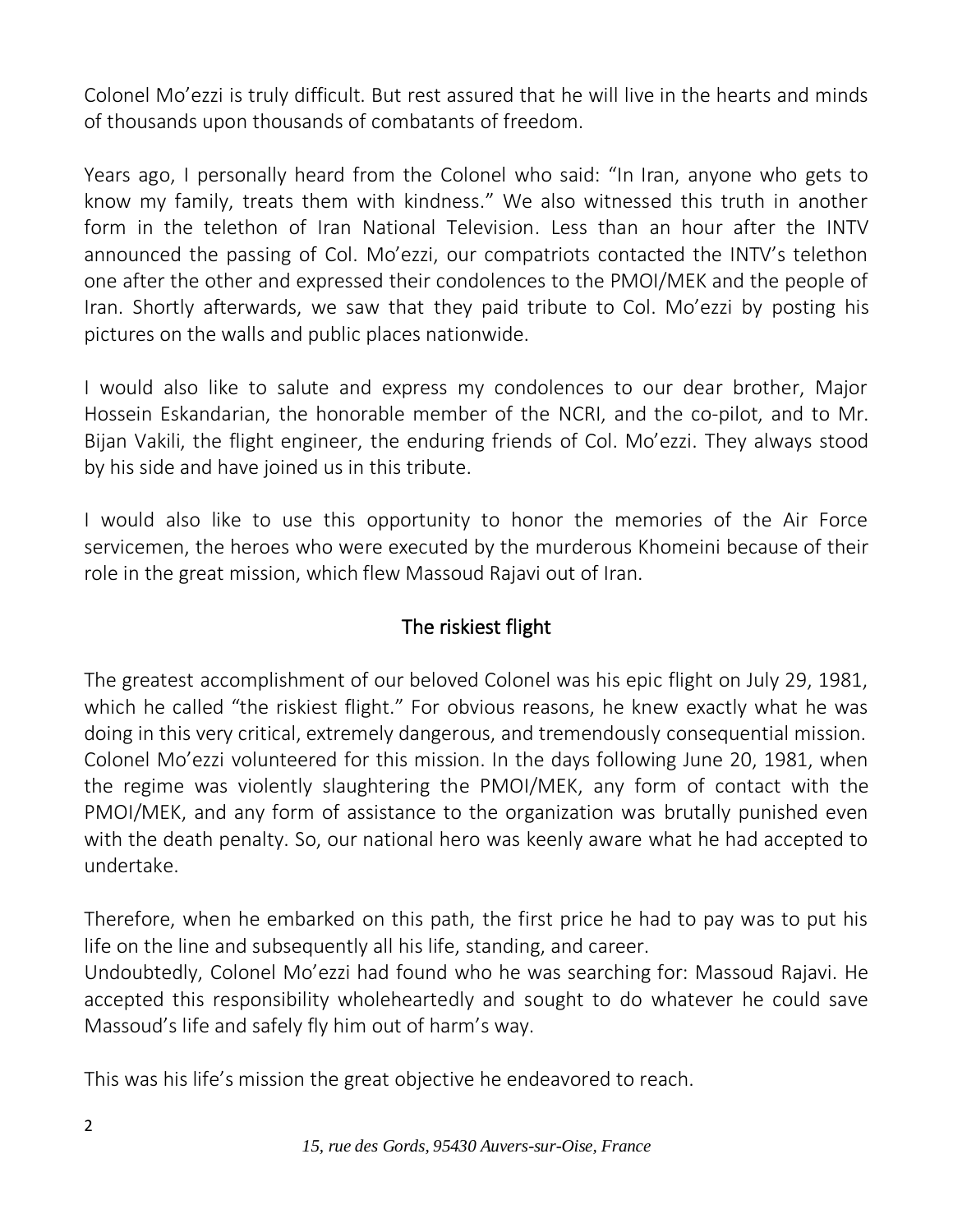Colonel Mo'ezzi is truly difficult. But rest assured that he will live in the hearts and minds of thousands upon thousands of combatants of freedom.

Years ago, I personally heard from the Colonel who said: "In Iran, anyone who gets to know my family, treats them with kindness." We also witnessed this truth in another form in the telethon of Iran National Television. Less than an hour after the INTV announced the passing of Col. Mo'ezzi, our compatriots contacted the INTV's telethon one after the other and expressed their condolences to the PMOI/MEK and the people of Iran. Shortly afterwards, we saw that they paid tribute to Col. Mo'ezzi by posting his pictures on the walls and public places nationwide.

I would also like to salute and express my condolences to our dear brother, Major Hossein Eskandarian, the honorable member of the NCRI, and the co-pilot, and to Mr. Bijan Vakili, the flight engineer, the enduring friends of Col. Mo'ezzi. They always stood by his side and have joined us in this tribute.

I would also like to use this opportunity to honor the memories of the Air Force servicemen, the heroes who were executed by the murderous Khomeini because of their role in the great mission, which flew Massoud Rajavi out of Iran.

## The riskiest flight

The greatest accomplishment of our beloved Colonel was his epic flight on July 29, 1981, which he called "the riskiest flight." For obvious reasons, he knew exactly what he was doing in this very critical, extremely dangerous, and tremendously consequential mission. Colonel Mo'ezzi volunteered for this mission. In the days following June 20, 1981, when the regime was violently slaughtering the PMOI/MEK, any form of contact with the PMOI/MEK, and any form of assistance to the organization was brutally punished even with the death penalty. So, our national hero was keenly aware what he had accepted to undertake.

Therefore, when he embarked on this path, the first price he had to pay was to put his life on the line and subsequently all his life, standing, and career.
Undoubtedly, Colonel Mo'ezzi had found who he was searching for: Massoud Rajavi. He accepted this responsibility wholeheartedly and sought to do whatever he could save Massoud's life and safely fly him out of harm's way.

This was his life's mission the great objective he endeavored to reach.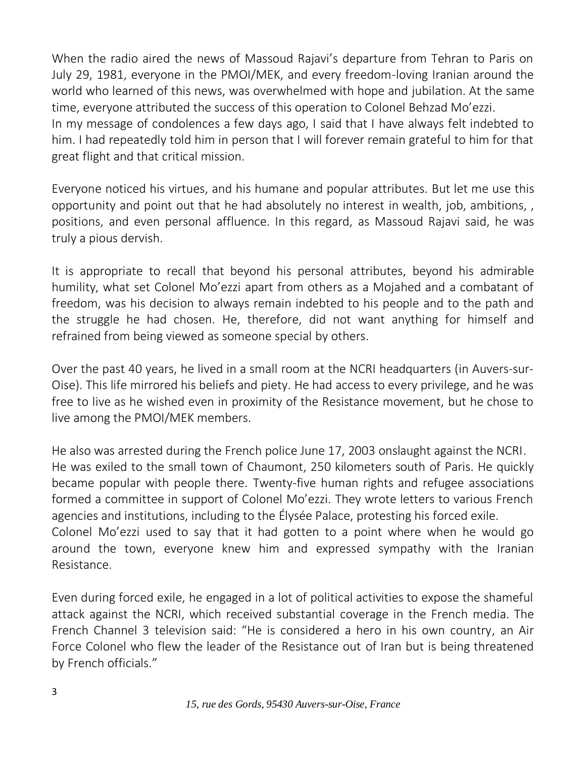When the radio aired the news of Massoud Rajavi's departure from Tehran to Paris on July 29, 1981, everyone in the PMOI/MEK, and every freedom-loving Iranian around the world who learned of this news, was overwhelmed with hope and jubilation. At the same time, everyone attributed the success of this operation to Colonel Behzad Mo'ezzi.
In my message of condolences a few days ago, I said that I have always felt indebted to him. I had repeatedly told him in person that I will forever remain grateful to him for that great flight and that critical mission.

Everyone noticed his virtues, and his humane and popular attributes. But let me use this opportunity and point out that he had absolutely no interest in wealth, job, ambitions, , positions, and even personal affluence. In this regard, as Massoud Rajavi said, he was truly a pious dervish.

It is appropriate to recall that beyond his personal attributes, beyond his admirable humility, what set Colonel Mo'ezzi apart from others as a Mojahed and a combatant of freedom, was his decision to always remain indebted to his people and to the path and the struggle he had chosen. He, therefore, did not want anything for himself and refrained from being viewed as someone special by others.

Over the past 40 years, he lived in a small room at the NCRI headquarters (in Auvers-sur-Oise). This life mirrored his beliefs and piety. He had access to every privilege, and he was free to live as he wished even in proximity of the Resistance movement, but he chose to live among the PMOI/MEK members.

He also was arrested during the French police June 17, 2003 onslaught against the NCRI.
He was exiled to the small town of Chaumont, 250 kilometers south of Paris. He quickly became popular with people there. Twenty-five human rights and refugee associations formed a committee in support of Colonel Mo'ezzi. They wrote letters to various French agencies and institutions, including to the Élysée Palace, protesting his forced exile.
Colonel Mo'ezzi used to say that it had gotten to a point where when he would go around the town, everyone knew him and expressed sympathy with the Iranian Resistance.

Even during forced exile, he engaged in a lot of political activities to expose the shameful attack against the NCRI, which received substantial coverage in the French media. The French Channel 3 television said: "He is considered a hero in his own country, an Air Force Colonel who flew the leader of the Resistance out of Iran but is being threatened by French officials."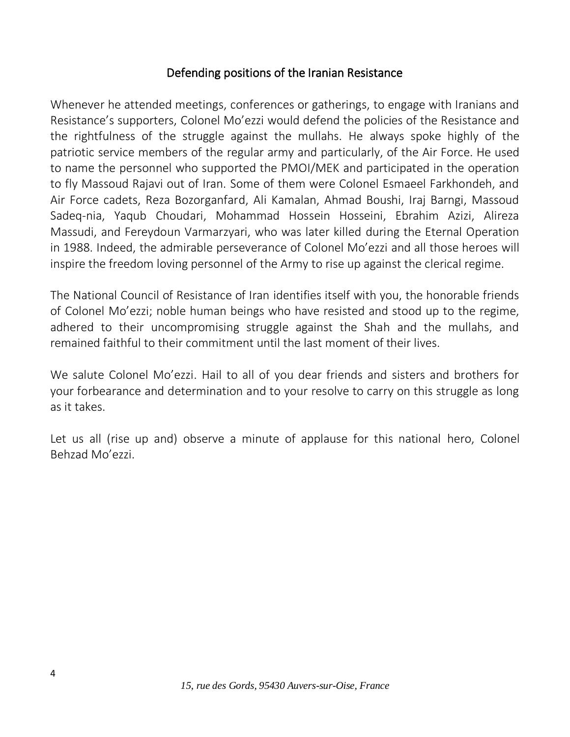## Defending positions of the Iranian Resistance

Whenever he attended meetings, conferences or gatherings, to engage with Iranians and Resistance's supporters, Colonel Mo'ezzi would defend the policies of the Resistance and the rightfulness of the struggle against the mullahs. He always spoke highly of the patriotic service members of the regular army and particularly, of the Air Force. He used to name the personnel who supported the PMOI/MEK and participated in the operation to fly Massoud Rajavi out of Iran. Some of them were Colonel Esmaeel Farkhondeh, and Air Force cadets, Reza Bozorganfard, Ali Kamalan, Ahmad Boushi, Iraj Barngi, Massoud Sadeq-nia, Yaqub Choudari, Mohammad Hossein Hosseini, Ebrahim Azizi, Alireza Massudi, and Fereydoun Varmarzyari, who was later killed during the Eternal Operation in 1988. Indeed, the admirable perseverance of Colonel Mo'ezzi and all those heroes will inspire the freedom loving personnel of the Army to rise up against the clerical regime.

The National Council of Resistance of Iran identifies itself with you, the honorable friends of Colonel Mo'ezzi; noble human beings who have resisted and stood up to the regime, adhered to their uncompromising struggle against the Shah and the mullahs, and remained faithful to their commitment until the last moment of their lives.

We salute Colonel Mo'ezzi. Hail to all of you dear friends and sisters and brothers for your forbearance and determination and to your resolve to carry on this struggle as long as it takes.

Let us all (rise up and) observe a minute of applause for this national hero, Colonel Behzad Mo'ezzi.